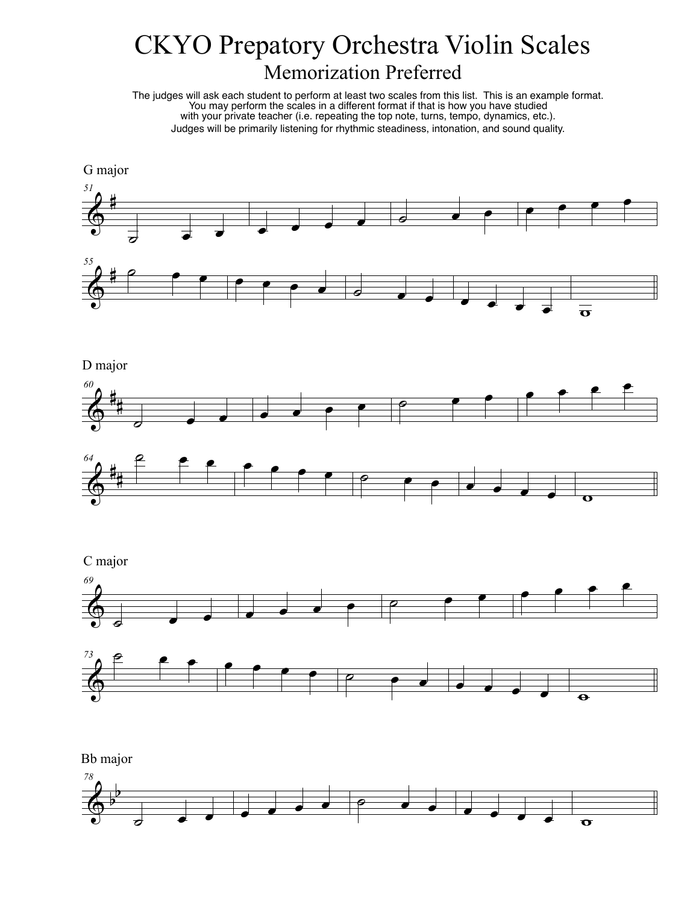# CKYO Prepatory Orchestra Violin Scales

## Memorization Preferred

The judges will ask each student to perform at least two scales from this list. This is an example format.
You may perform the scales in a different format if that is how you have studied
with your private teacher (i.e. repeating the top note, turns, tempo, dynamics, etc.).
Judges will be primarily listening for rhythmic steadiness, intonation, and sound quality.

G major

D major

C major

Bb major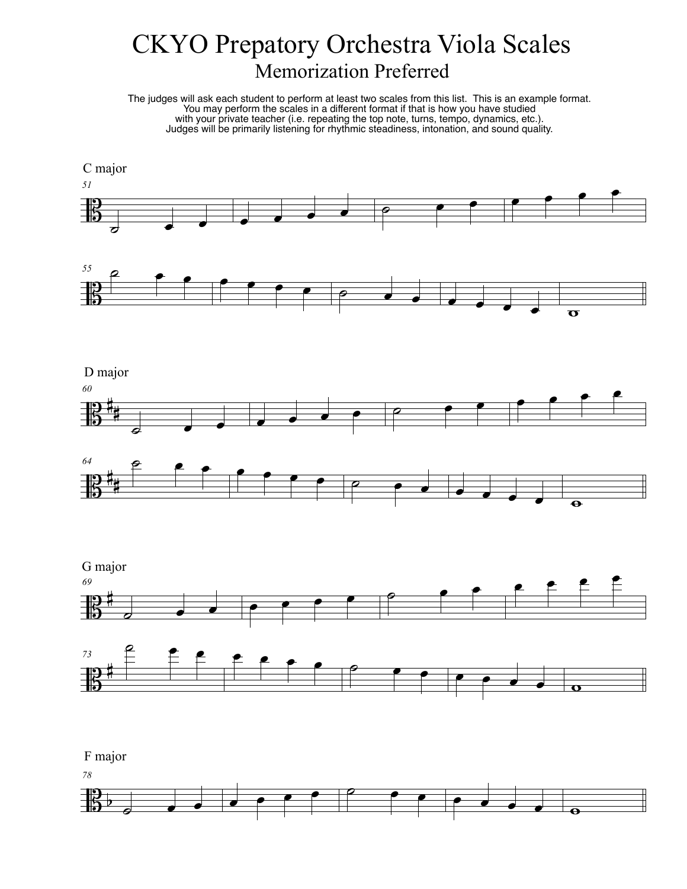# CKYO Prepatory Orchestra Viola Scales

## Memorization Preferred

The judges will ask each student to perform at least two scales from this list. This is an example format.
You may perform the scales in a different format if that is how you have studied
with your private teacher (i.e. repeating the top note, turns, tempo, dynamics, etc.).
Judges will be primarily listening for rhythmic steadiness, intonation, and sound quality.

C major

D major

G major

F major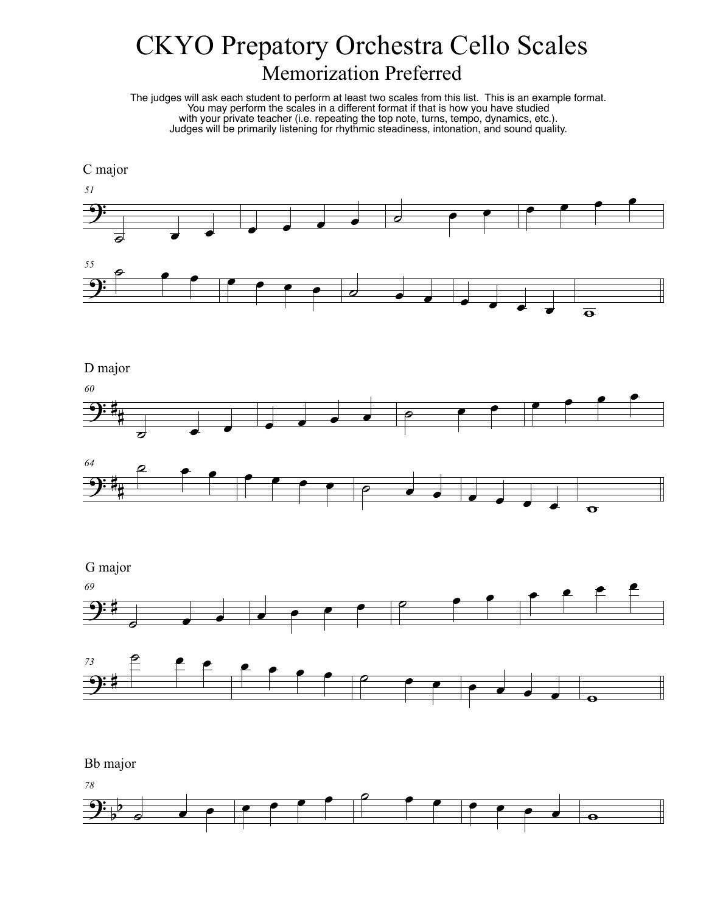# CKYO Prepatory Orchestra Cello Scales

## Memorization Preferred

The judges will ask each student to perform at least two scales from this list. This is an example format.
You may perform the scales in a different format if that is how you have studied
with your private teacher (i.e. repeating the top note, turns, tempo, dynamics, etc.).
Judges will be primarily listening for rhythmic steadiness, intonation, and sound quality.

C major

D major

G major

Bb major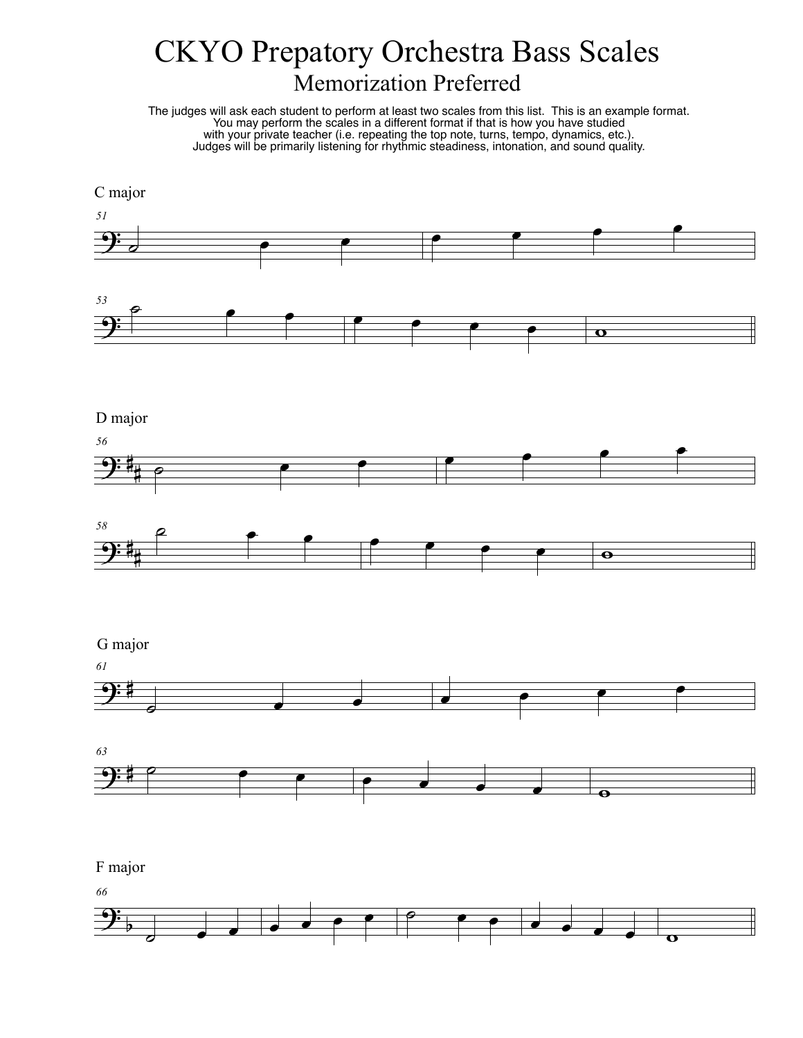# CKYO Prepatory Orchestra Bass Scales

## Memorization Preferred

The judges will ask each student to perform at least two scales from this list. This is an example format.
You may perform the scales in a different format if that is how you have studied
with your private teacher (i.e. repeating the top note, turns, tempo, dynamics, etc.).
Judges will be primarily listening for rhythmic steadiness, intonation, and sound quality.

C major

D major

G major

F major